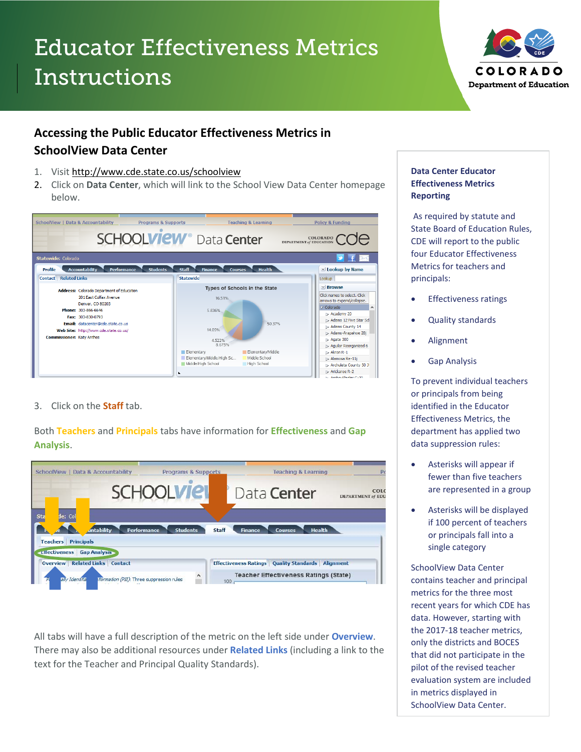# Educator Effectiveness Metrics Instructions

## Accessing the Public Educator Effectiveness Metrics in SchoolView Data Center

1. Visit http://www.cde.state.co.us/schoolview
2. Click on **Data Center**, which will link to the School View Data Center homepage below.

3. Click on the **Staff** tab.

Both **Teachers** and **Principals** tabs have information for **Effectiveness** and **Gap Analysis**.

All tabs will have a full description of the metric on the left side under **Overview**. There may also be additional resources under **Related Links** (including a link to the text for the Teacher and Principal Quality Standards).

### Data Center Educator Effectiveness Metrics Reporting

As required by statute and State Board of Education Rules, CDE will report to the public four Educator Effectiveness Metrics for teachers and principals:

- Effectiveness ratings
- Quality standards
- Alignment
- Gap Analysis

To prevent individual teachers or principals from being identified in the Educator Effectiveness Metrics, the department has applied two data suppression rules:

- Asterisks will appear if fewer than five teachers are represented in a group
- Asterisks will be displayed if 100 percent of teachers or principals fall into a single category

SchoolView Data Center contains teacher and principal metrics for the most recent years for which CDE has data. However, starting with the 2017-18 teacher metrics, only the districts and BOCES that did not participate in the pilot of the revised teacher evaluation system are included in metrics displayed in SchoolView Data Center.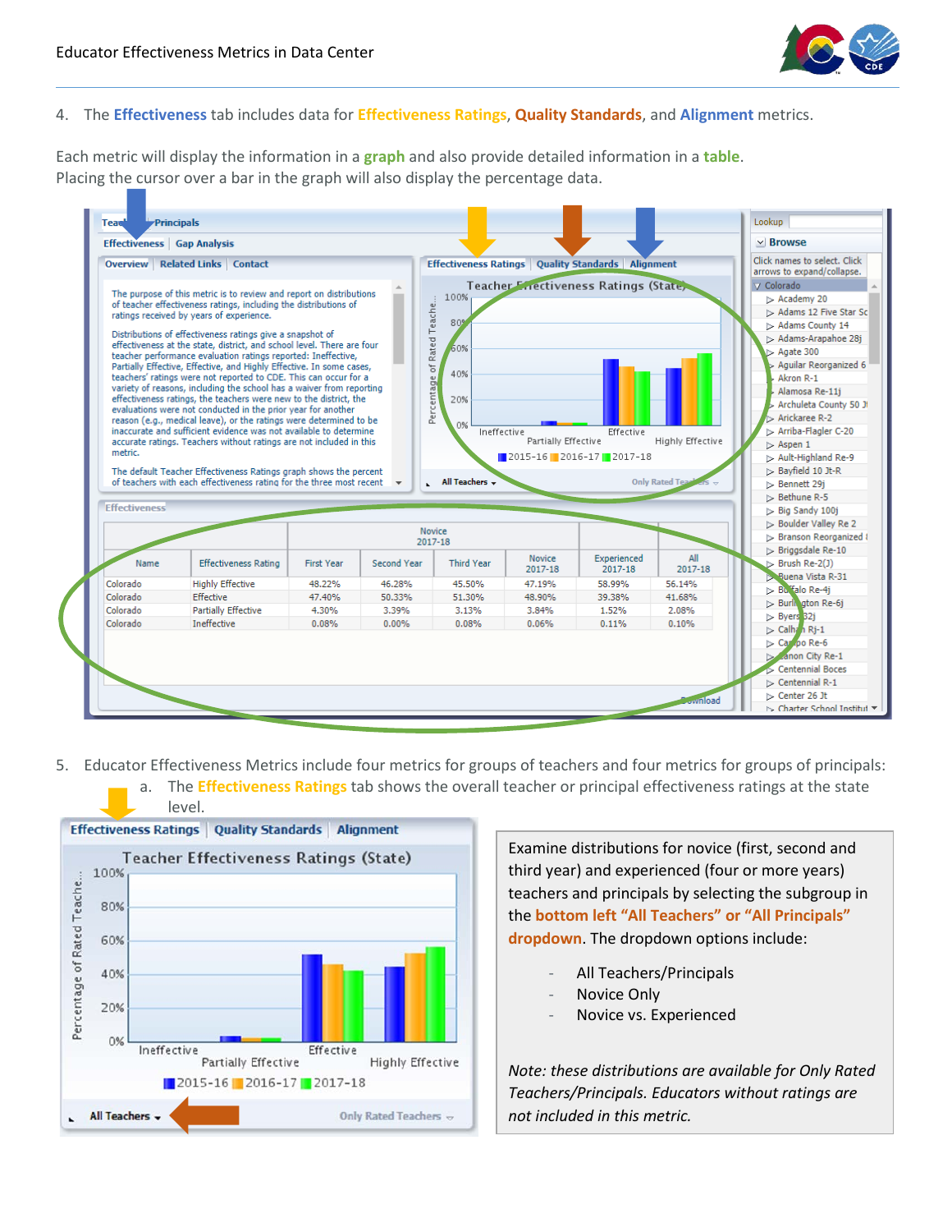4. The **Effectiveness** tab includes data for **Effectiveness Ratings**, **Quality Standards**, and **Alignment** metrics.

Each metric will display the information in a **graph** and also provide detailed information in a **table**. Placing the cursor over a bar in the graph will also display the percentage data.

| Name | Effectiveness Rating | First Year | Second Year | Third Year | Novice 2017-18 | Experienced 2017-18 | All 2017-18 |
|---|---|---|---|---|---|---|---|
| Colorado | Highly Effective | 48.22% | 46.28% | 45.50% | 47.19% | 58.99% | 56.14% |
| Colorado | Effective | 47.40% | 50.33% | 51.30% | 48.90% | 39.38% | 41.68% |
| Colorado | Partially Effective | 4.30% | 3.39% | 3.13% | 3.84% | 1.52% | 2.08% |
| Colorado | Ineffective | 0.08% | 0.00% | 0.08% | 0.06% | 0.11% | 0.10% |

5. Educator Effectiveness Metrics include four metrics for groups of teachers and four metrics for groups of principals:
   a. The **Effectiveness Ratings** tab shows the overall teacher or principal effectiveness ratings at the state level.

Examine distributions for novice (first, second and third year) and experienced (four or more years) teachers and principals by selecting the subgroup in the **bottom left "All Teachers" or "All Principals" dropdown**. The dropdown options include:

- All Teachers/Principals
- Novice Only
- Novice vs. Experienced

*Note: these distributions are available for Only Rated Teachers/Principals. Educators without ratings are not included in this metric.*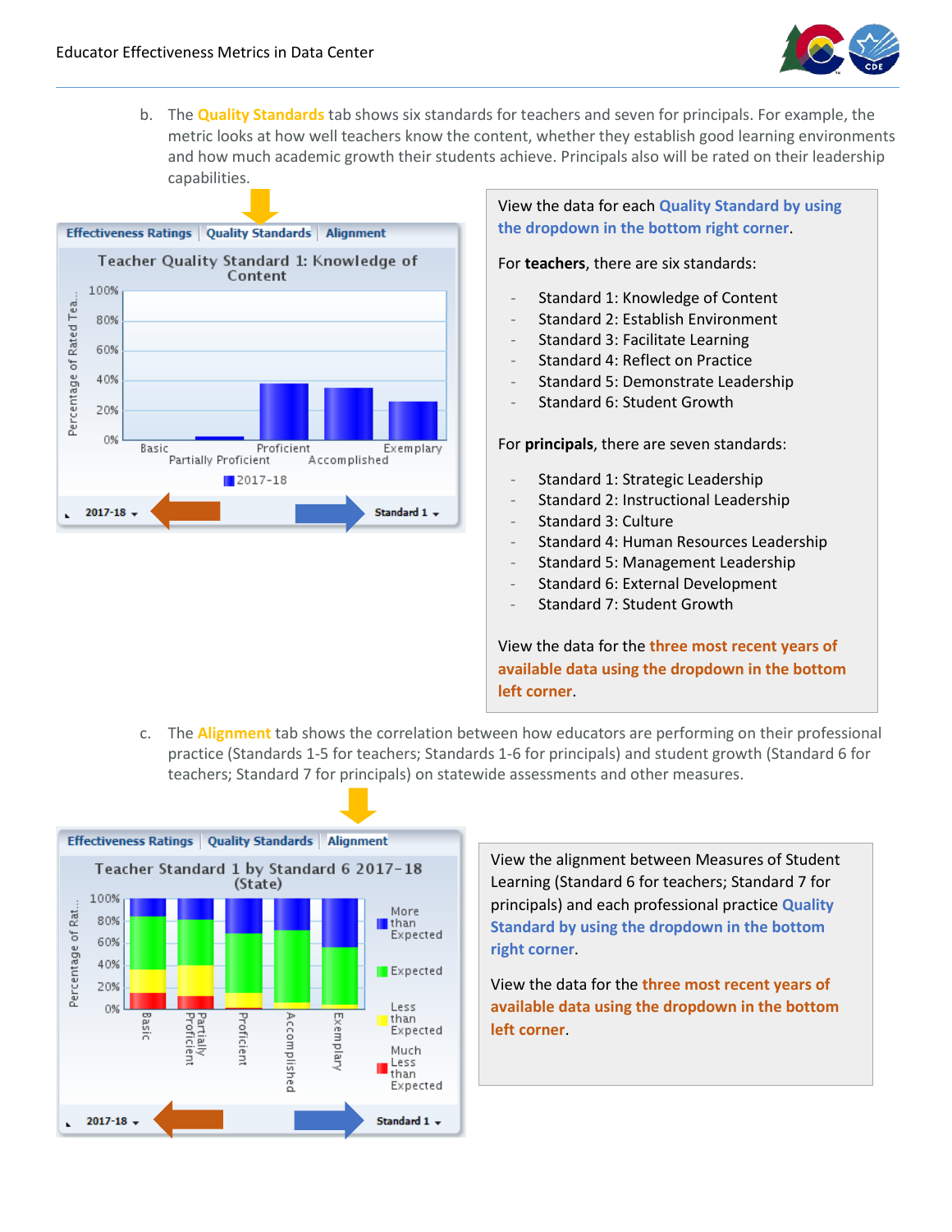b. The **Quality Standards** tab shows six standards for teachers and seven for principals. For example, the metric looks at how well teachers know the content, whether they establish good learning environments and how much academic growth their students achieve. Principals also will be rated on their leadership capabilities.

View the data for each **Quality Standard by using the dropdown in the bottom right corner**.

For **teachers**, there are six standards:

- Standard 1: Knowledge of Content
- Standard 2: Establish Environment
- Standard 3: Facilitate Learning
- Standard 4: Reflect on Practice
- Standard 5: Demonstrate Leadership
- Standard 6: Student Growth

For **principals**, there are seven standards:

- Standard 1: Strategic Leadership
- Standard 2: Instructional Leadership
- Standard 3: Culture
- Standard 4: Human Resources Leadership
- Standard 5: Management Leadership
- Standard 6: External Development
- Standard 7: Student Growth

View the data for the **three most recent years of available data using the dropdown in the bottom left corner**.

c. The **Alignment** tab shows the correlation between how educators are performing on their professional practice (Standards 1-5 for teachers; Standards 1-6 for principals) and student growth (Standard 6 for teachers; Standard 7 for principals) on statewide assessments and other measures.

View the alignment between Measures of Student Learning (Standard 6 for teachers; Standard 7 for principals) and each professional practice **Quality Standard by using the dropdown in the bottom right corner**.

View the data for the **three most recent years of available data using the dropdown in the bottom left corner**.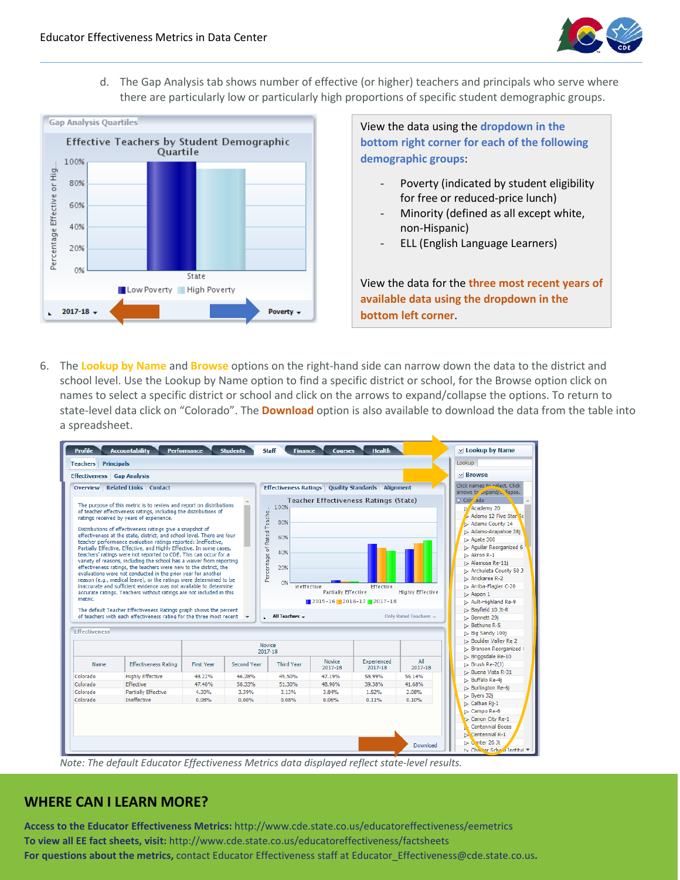d. The Gap Analysis tab shows number of effective (or higher) teachers and principals who serve where there are particularly low or particularly high proportions of specific student demographic groups.

Gap Analysis Quartiles

Effective Teachers by Student Demographic Quartile

Percentage Effective or Hig...

100%
80%
60%
40%
20%
0%

State

Low Poverty   High Poverty

2017-18   Poverty

View the data using the **dropdown in the bottom right corner for each of the following demographic groups**:

- Poverty (indicated by student eligibility for free or reduced-price lunch)
- Minority (defined as all except white, non-Hispanic)
- ELL (English Language Learners)

View the data for the **three most recent years of available data using the dropdown in the bottom left corner**.

6. The **Lookup by Name** and **Browse** options on the right-hand side can narrow down the data to the district and school level. Use the Lookup by Name option to find a specific district or school, for the Browse option click on names to select a specific district or school and click on the arrows to expand/collapse the options. To return to state-level data click on "Colorado". The **Download** option is also available to download the data from the table into a spreadsheet.

Profile | Accountability | Performance | Students | Staff | Finance | Courses | Health

Teachers | Principals

Effectiveness | Gap Analysis

Overview | Related Links | Contact

The purpose of this metric is to review and report on distributions of teacher effectiveness ratings, including the distributions of ratings received by years of experience.

Distributions of effectiveness ratings give a snapshot of effectiveness at the state, district, and school level. There are four teacher performance evaluation ratings reported: Ineffective, Partially Effective, Effective, and Highly Effective. In some cases, teachers' ratings were not reported to CDE. This can occur for a variety of reasons, including the school has a waiver from reporting effectiveness ratings, the teachers were new to the district, the evaluations were not conducted in the prior year for another reason (e.g., medical leave), or the ratings were determined to be inaccurate and sufficient evidence was not available to determine accurate ratings. Teachers without ratings are not included in this metric.

The default Teacher Effectiveness Ratings graph shows the percent of teachers with each effectiveness rating for the three most recent

Effectiveness Ratings | Quality Standards | Alignment

Teacher Effectiveness Ratings (State)

Percentage of Rated Teache...

100%
80%
60%
40%
20%
0%

Ineffective   Partially Effective   Effective   Highly Effective

2015-16   2016-17   2017-18

All Teachers   Only Rated Teachers

Effectiveness

| Name | Effectiveness Rating | Novice 2017-18 First Year | Second Year | Third Year | Novice 2017-18 | Experienced 2017-18 | All 2017-18 |
|---|---|---|---|---|---|---|---|
| Colorado | Highly Effective | 48.22% | 46.28% | 45.50% | 47.19% | 58.99% | 56.14% |
| Colorado | Effective | 47.40% | 50.33% | 51.30% | 48.90% | 39.38% | 41.68% |
| Colorado | Partially Effective | 4.30% | 3.39% | 3.13% | 3.84% | 1.52% | 2.08% |
| Colorado | Ineffective | 0.08% | 0.00% | 0.08% | 0.06% | 0.11% | 0.10% |

Download

Lookup by Name

Lookup

Browse

Click names to select. Click arrows to expand/collapse.

Colorado
Academy 20
Adams 12 Five Star
Adams County 14
Adams-Arapahoe 28J
Agate 300
Aguilar Reorganized 6
Akron R-1
Alamosa Re-11J
Archuleta County 50 J
Arickaree R-2
Arriba-Flagler C-20
Aspen 1
Ault-Highland Re-9
Bayfield 10 Jt-R
Bennett 29J
Bethune R-5
Big Sandy 100J
Boulder Valley Re 2
Branson Reorganized
Briggsdale Re-10
Brush Re-2(J)
Buena Vista R-31
Buffalo Re-4J
Burlington Re-6J
Byers 32J
Calhan RJ-1
Campo Re-6
Canon City Re-1
Centennial Boces
Centennial R-1
Center 26 Jt
Charter School Institut

*Note: The default Educator Effectiveness Metrics data displayed reflect state-level results.*

## WHERE CAN I LEARN MORE?

**Access to the Educator Effectiveness Metrics:** http://www.cde.state.co.us/educatoreffectiveness/eemetrics
**To view all EE fact sheets, visit:** http://www.cde.state.co.us/educatoreffectiveness/factsheets
**For questions about the metrics,** contact Educator Effectiveness staff at Educator_Effectiveness@cde.state.co.us.